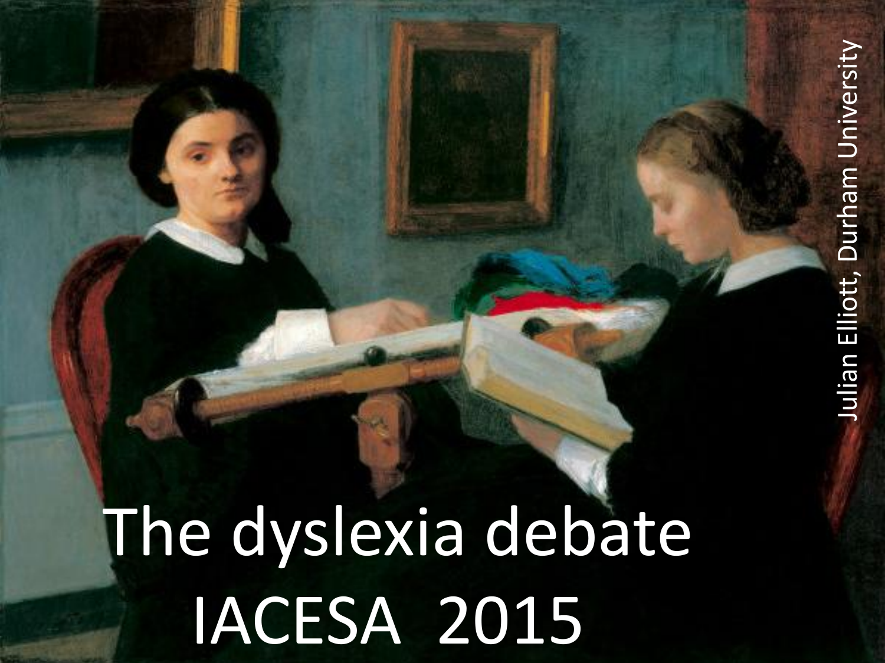# The dyslexia debate

IACESA 2015

Julian Elliott, Durham University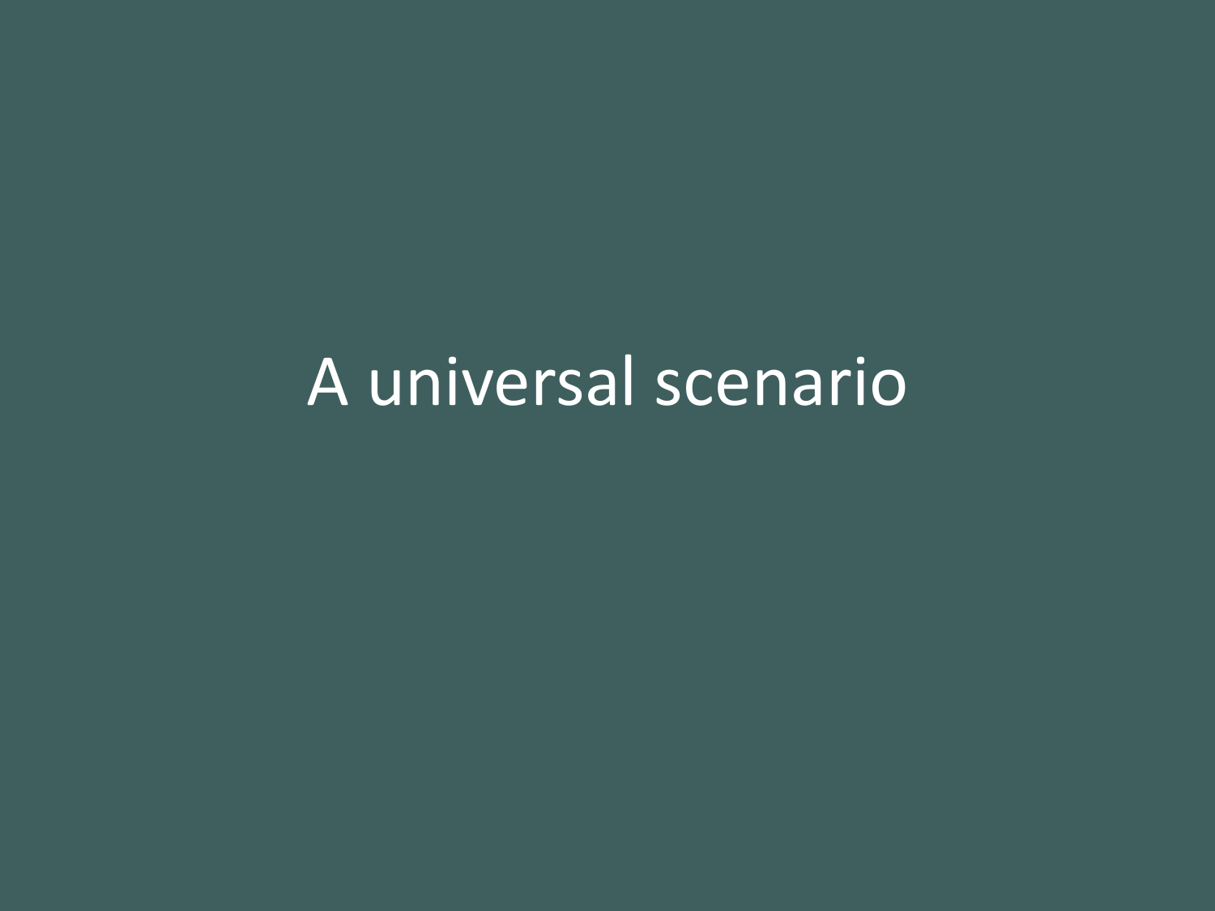# A universal scenario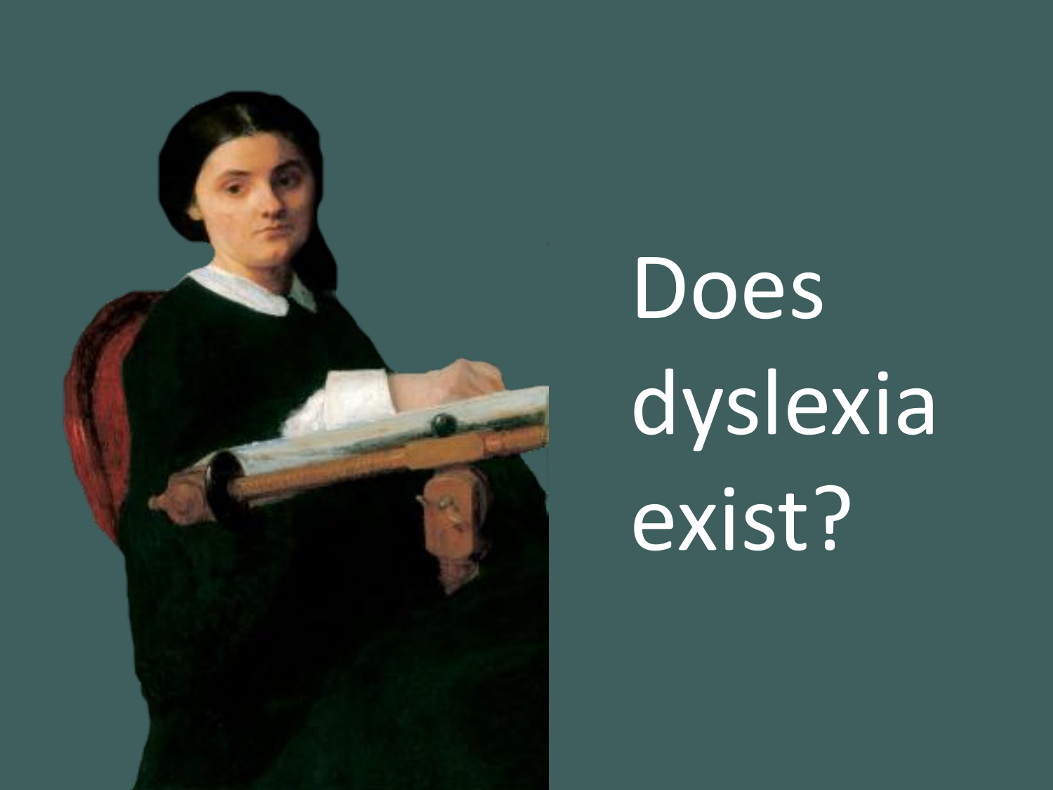Does dyslexia exist?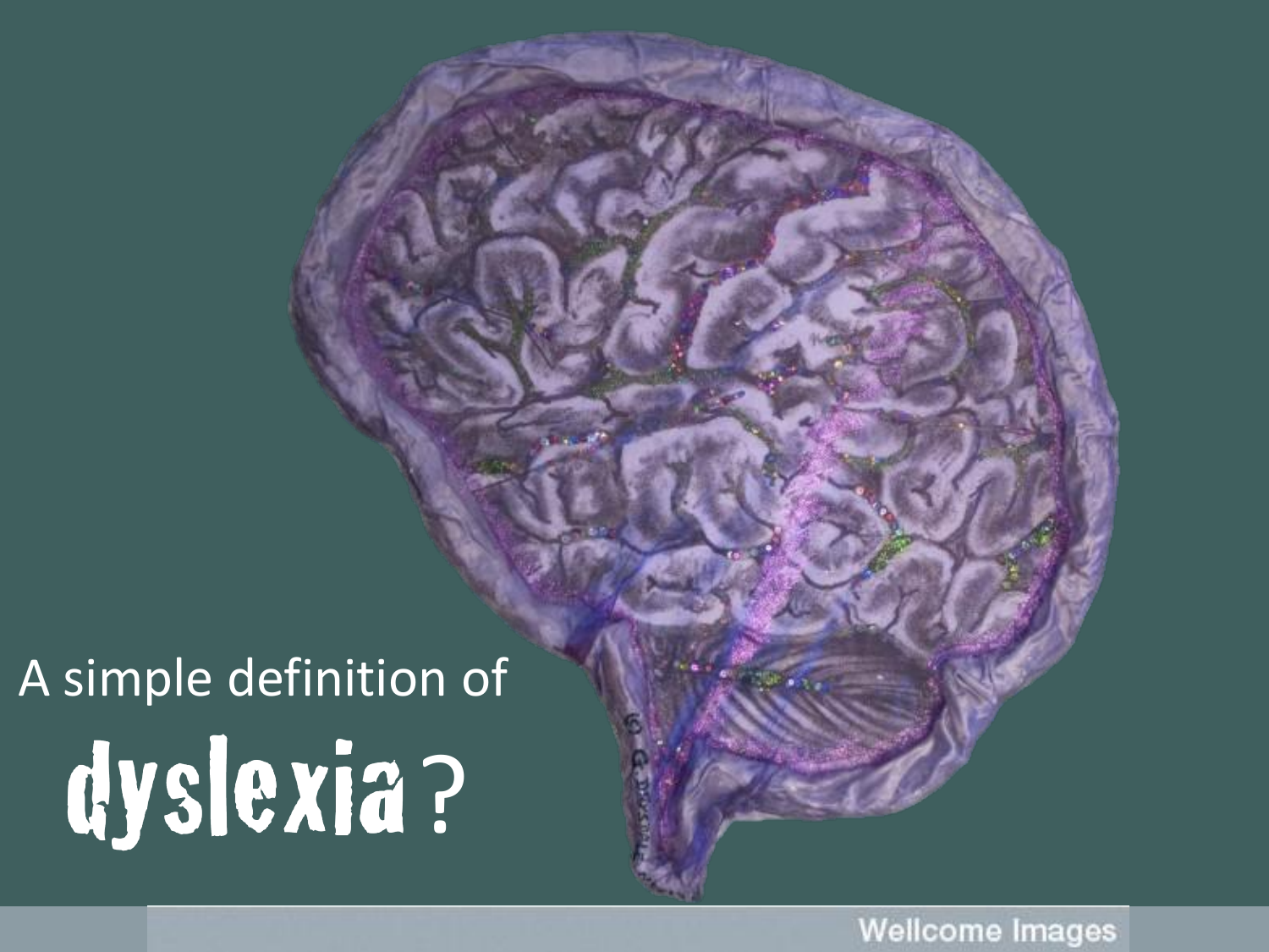A simple definition of

# dyslexia?

Wellcome Images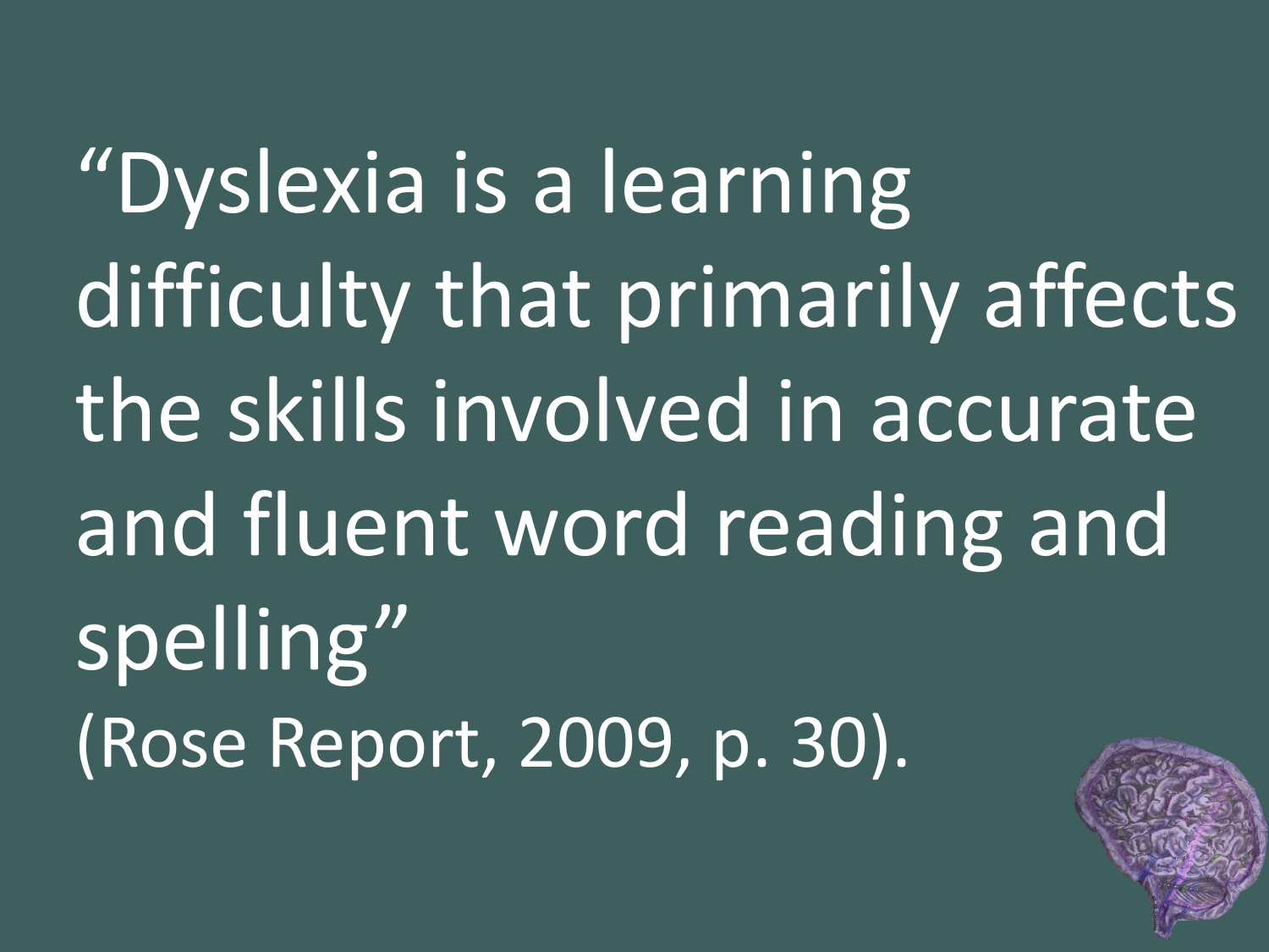"Dyslexia is a learning difficulty that primarily affects the skills involved in accurate and fluent word reading and spelling"

(Rose Report, 2009, p. 30).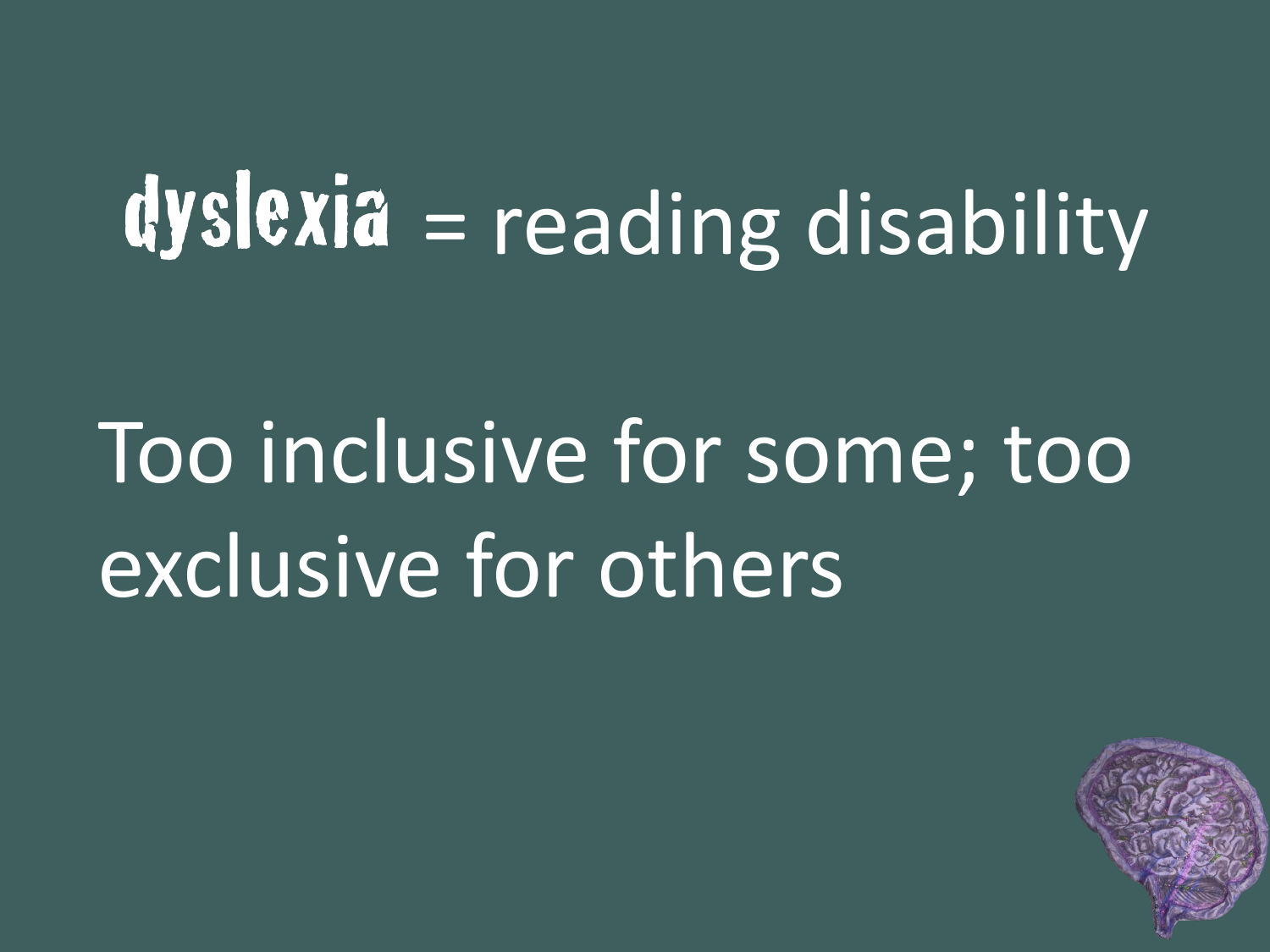dyslexia = reading disability

Too inclusive for some; too exclusive for others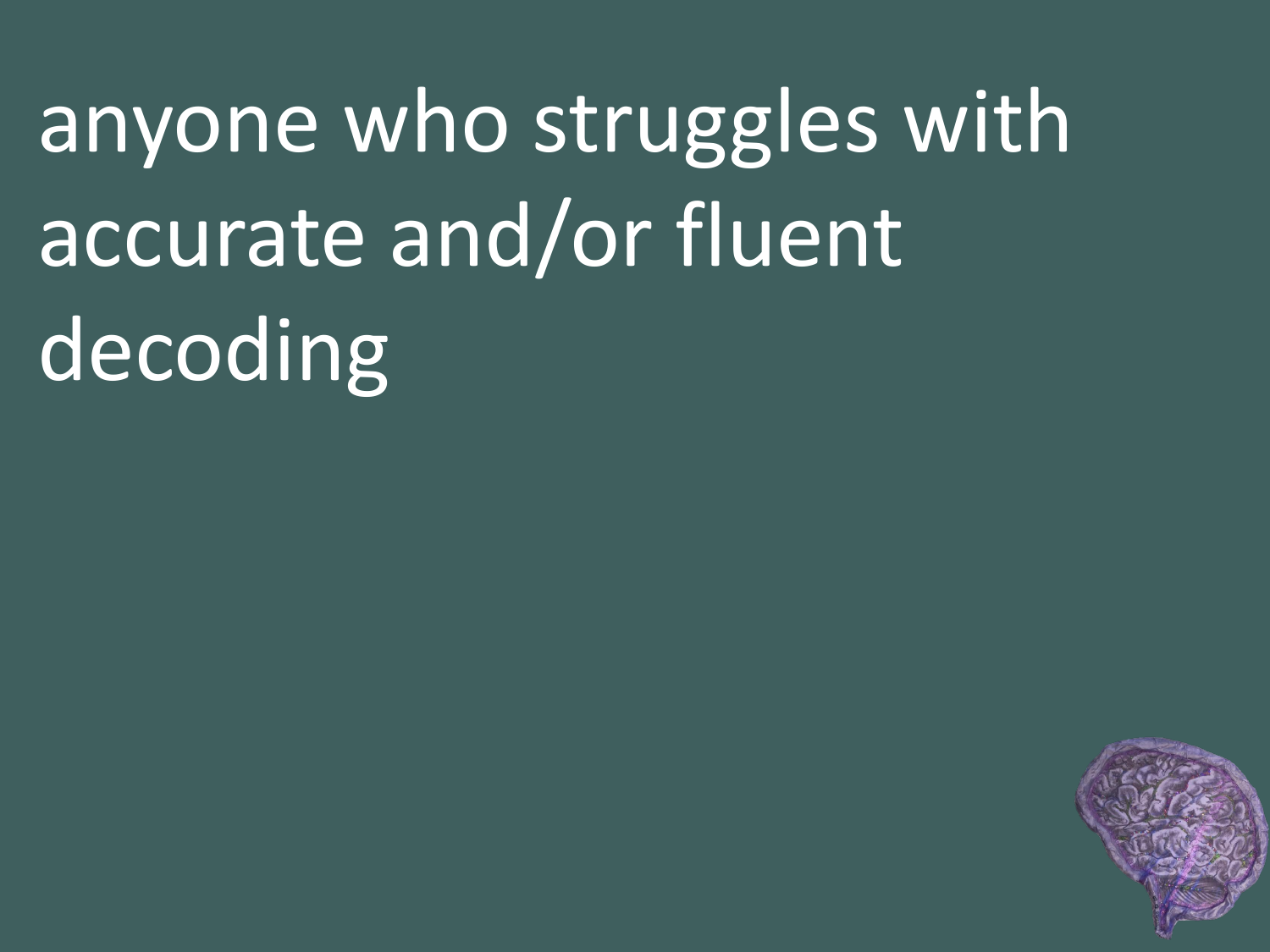anyone who struggles with accurate and/or fluent decoding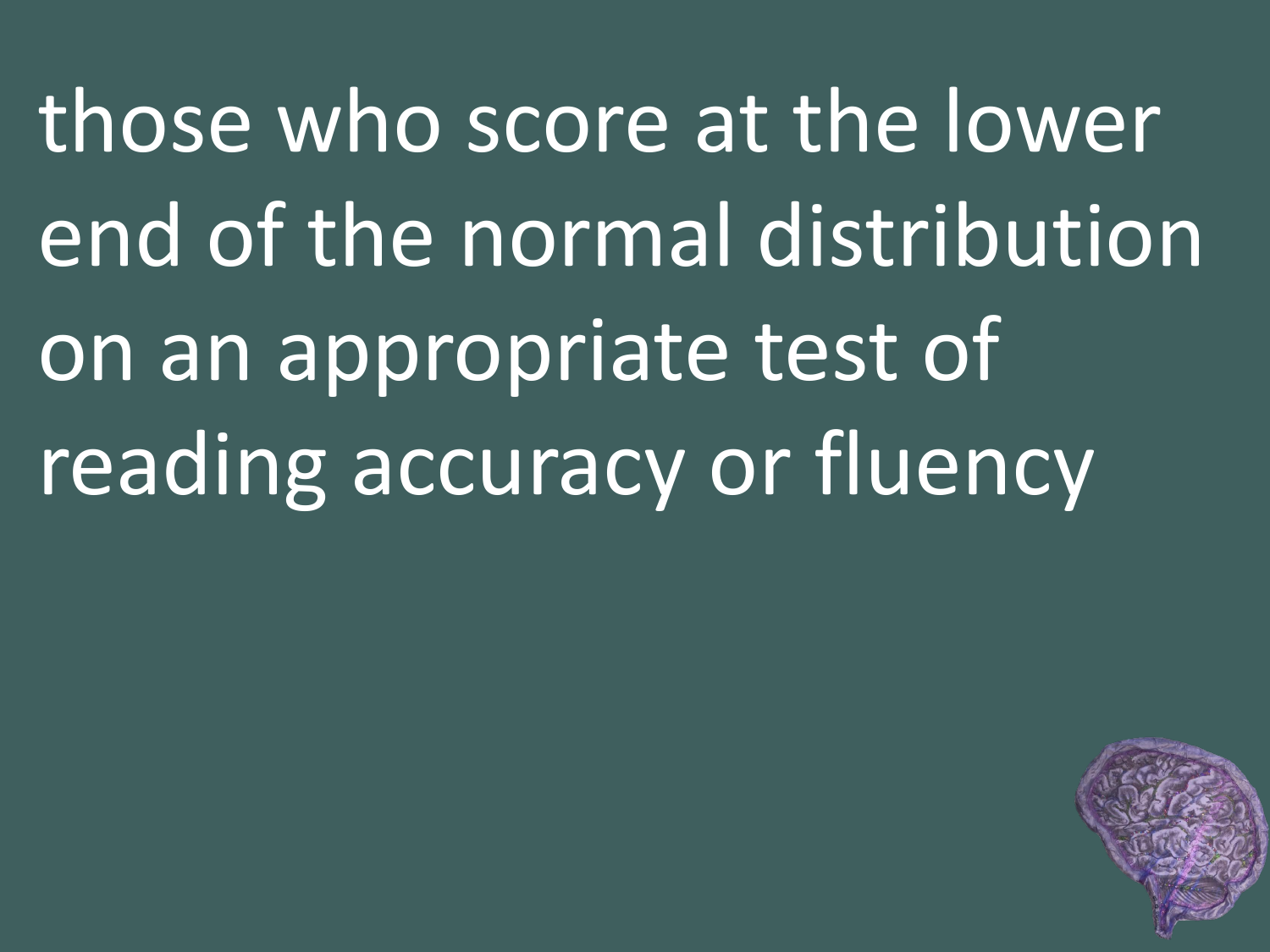those who score at the lower end of the normal distribution on an appropriate test of reading accuracy or fluency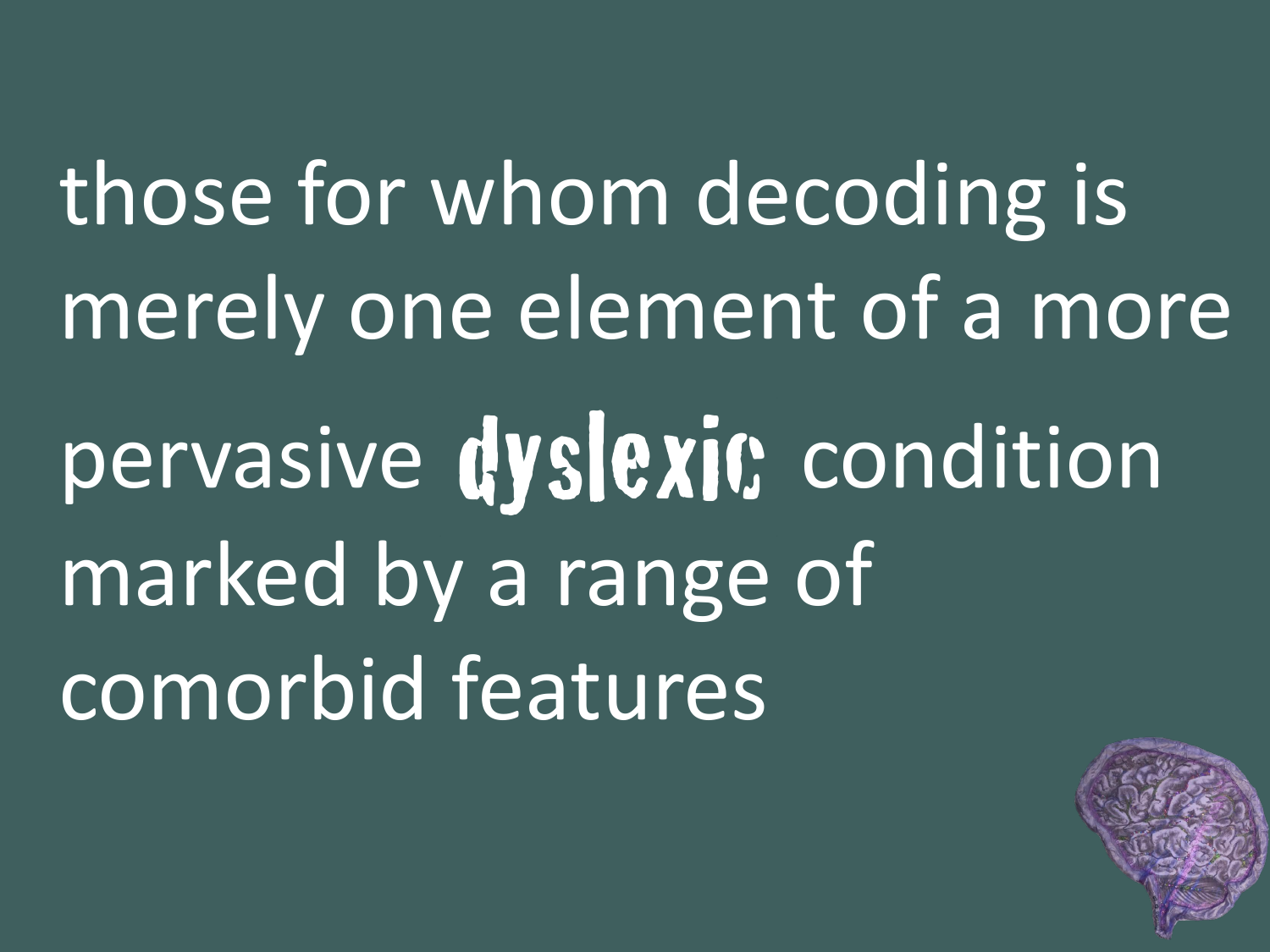those for whom decoding is merely one element of a more pervasive **dyslexic** condition marked by a range of comorbid features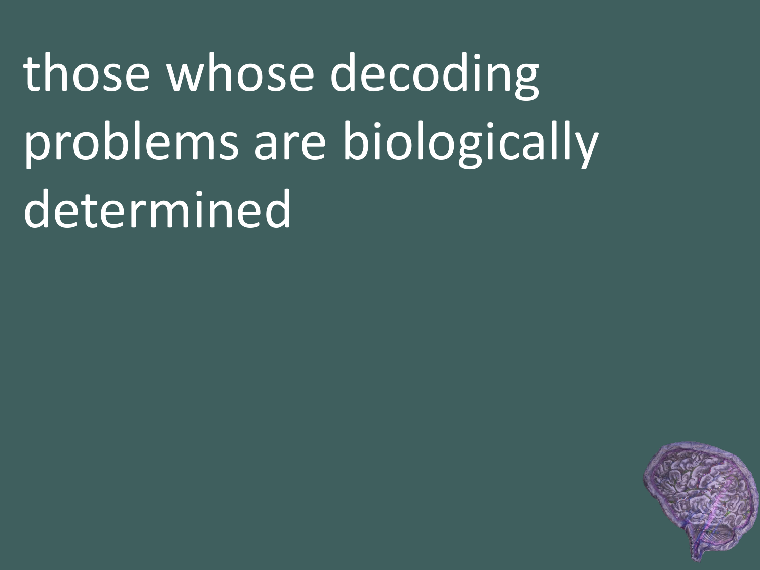those whose decoding problems are biologically determined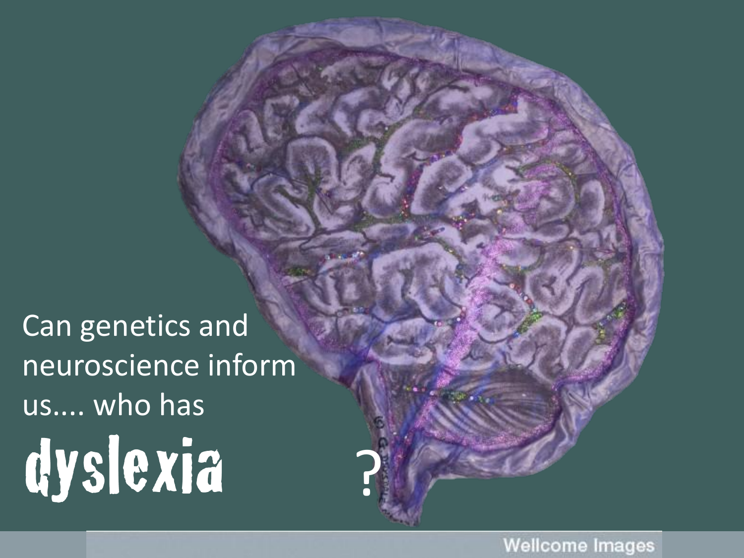Can genetics and neuroscience inform us.... who has

# dyslexia ?

Wellcome Images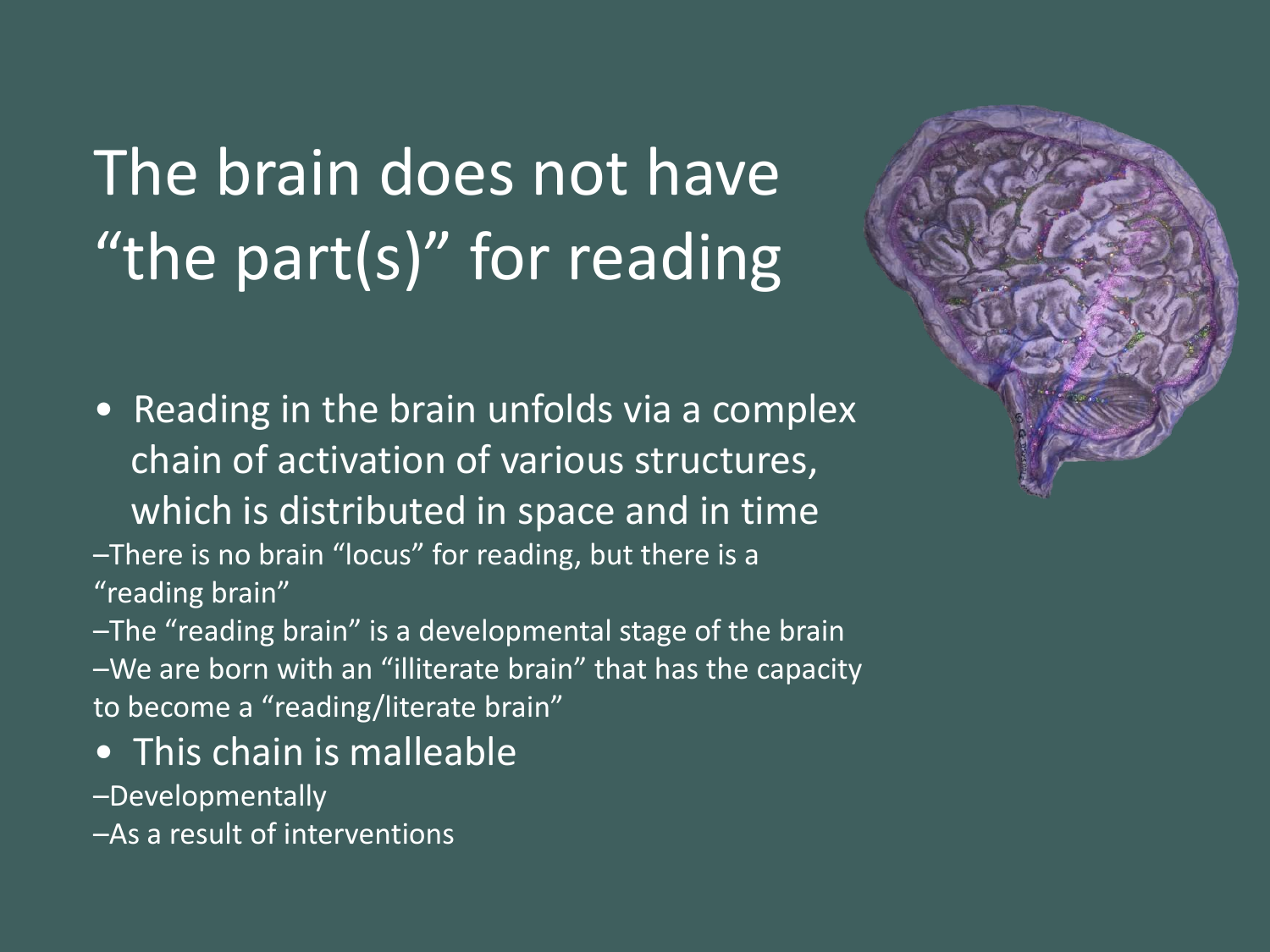# The brain does not have "the part(s)" for reading

- Reading in the brain unfolds via a complex chain of activation of various structures, which is distributed in space and in time
  - There is no brain "locus" for reading, but there is a "reading brain"
  - The "reading brain" is a developmental stage of the brain
  - We are born with an "illiterate brain" that has the capacity to become a "reading/literate brain"
- This chain is malleable
  - Developmentally
  - As a result of interventions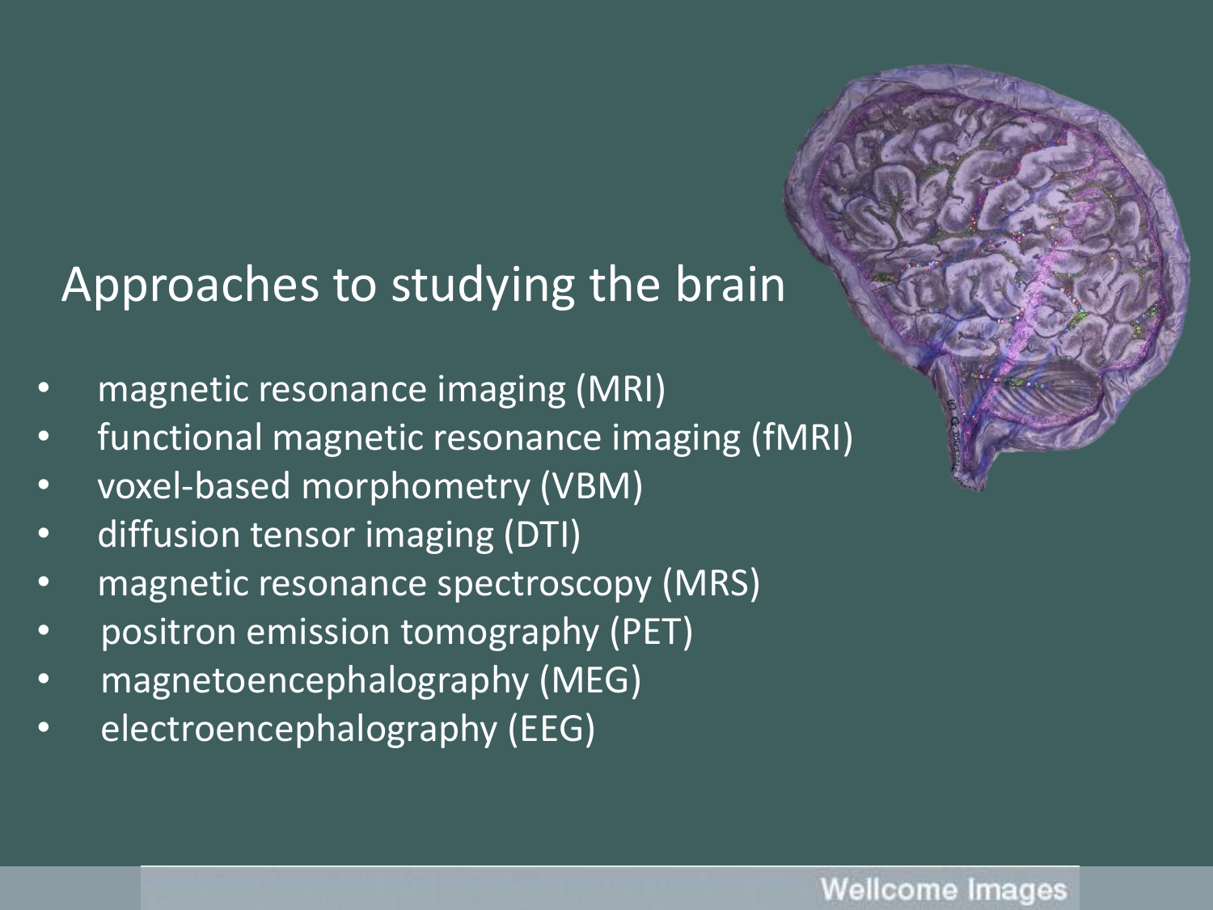# Approaches to studying the brain

- magnetic resonance imaging (MRI)
- functional magnetic resonance imaging (fMRI)
- voxel-based morphometry (VBM)
- diffusion tensor imaging (DTI)
- magnetic resonance spectroscopy (MRS)
- positron emission tomography (PET)
- magnetoencephalography (MEG)
- electroencephalography (EEG)

Wellcome Images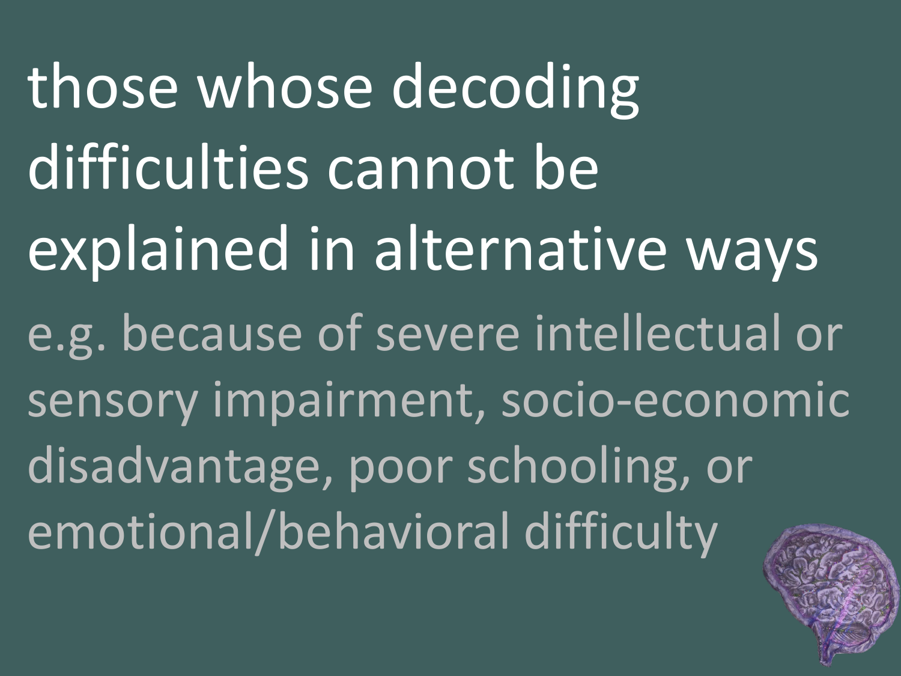those whose decoding difficulties cannot be explained in alternative ways

e.g. because of severe intellectual or sensory impairment, socio-economic disadvantage, poor schooling, or emotional/behavioral difficulty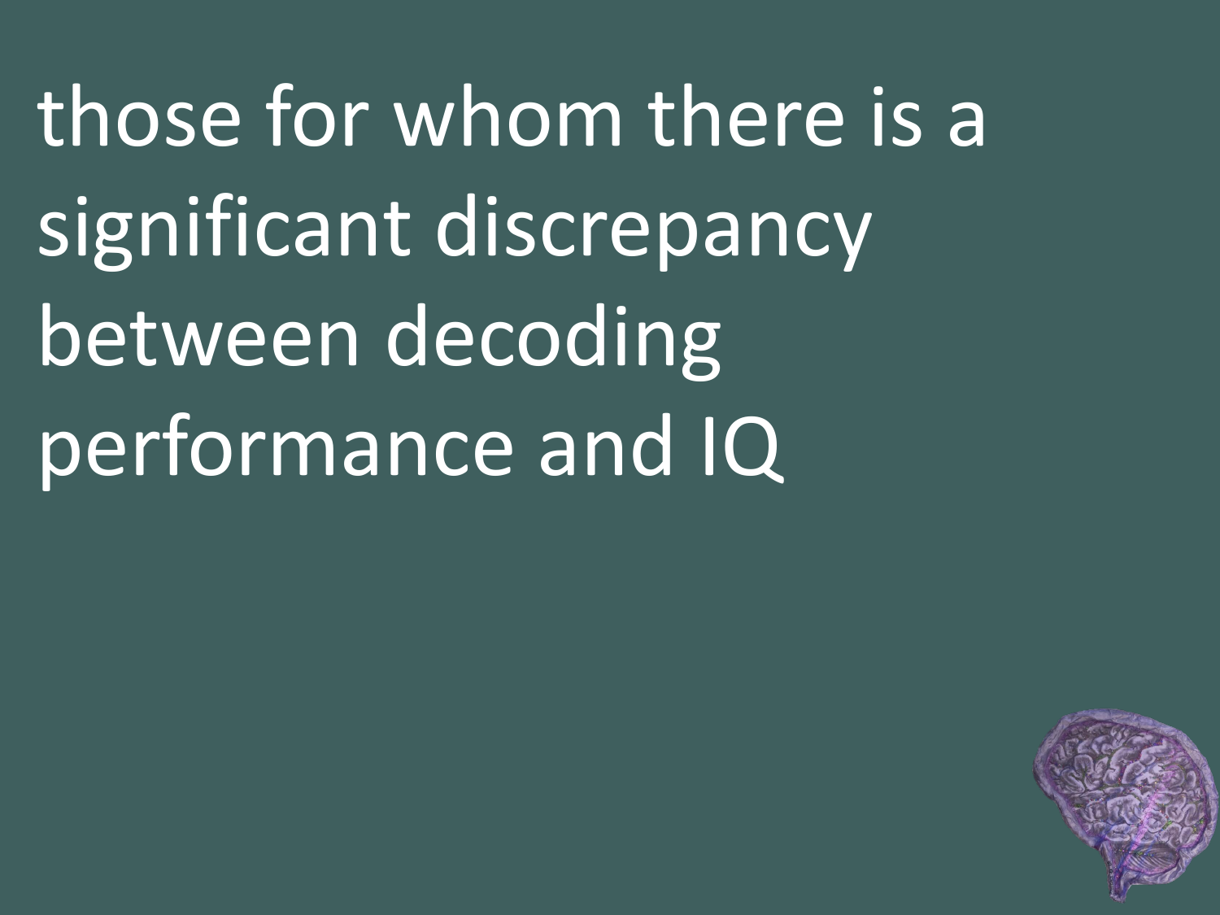those for whom there is a significant discrepancy between decoding performance and IQ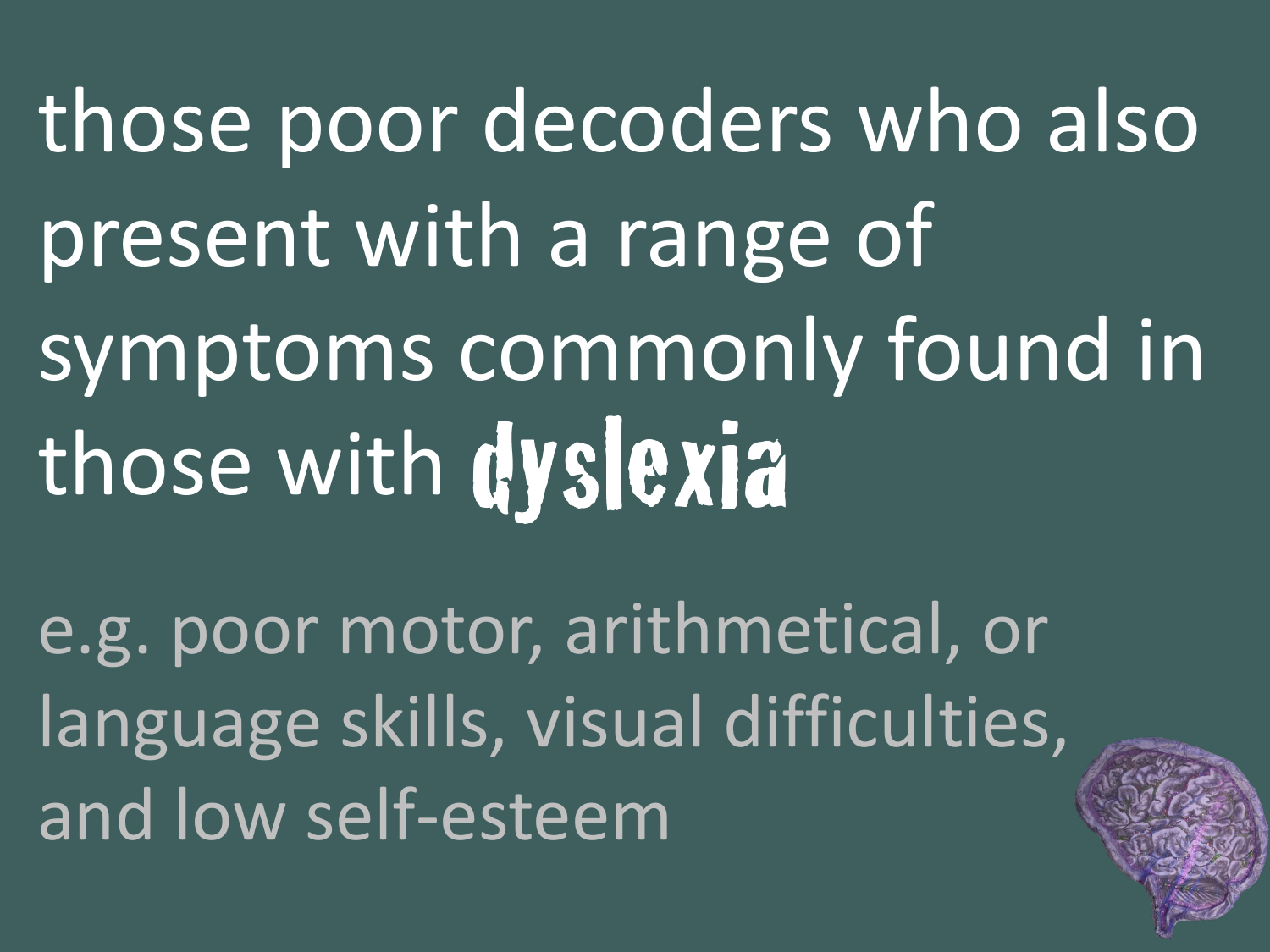those poor decoders who also present with a range of symptoms commonly found in those with **dyslexia**

e.g. poor motor, arithmetical, or language skills, visual difficulties, and low self-esteem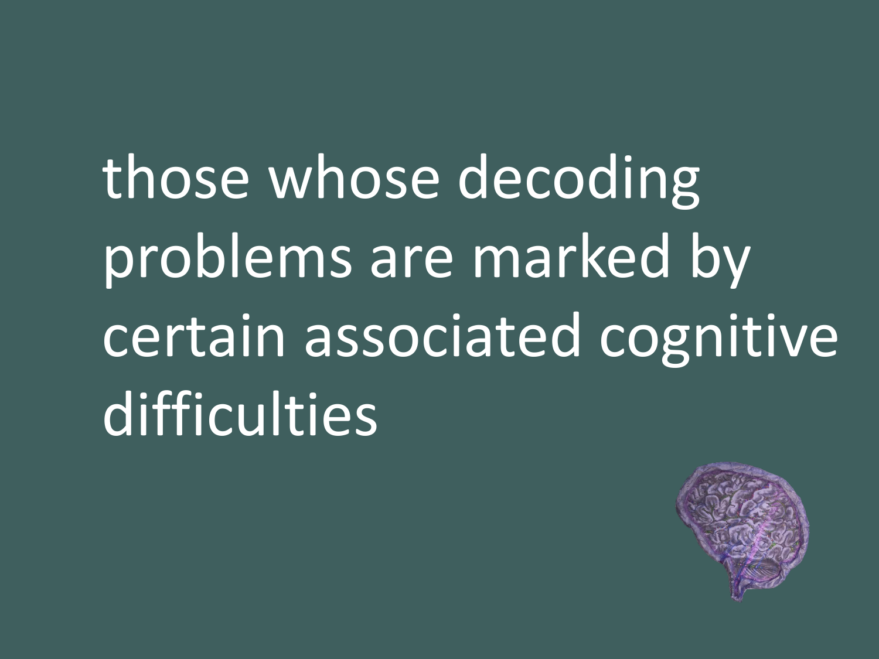those whose decoding problems are marked by certain associated cognitive difficulties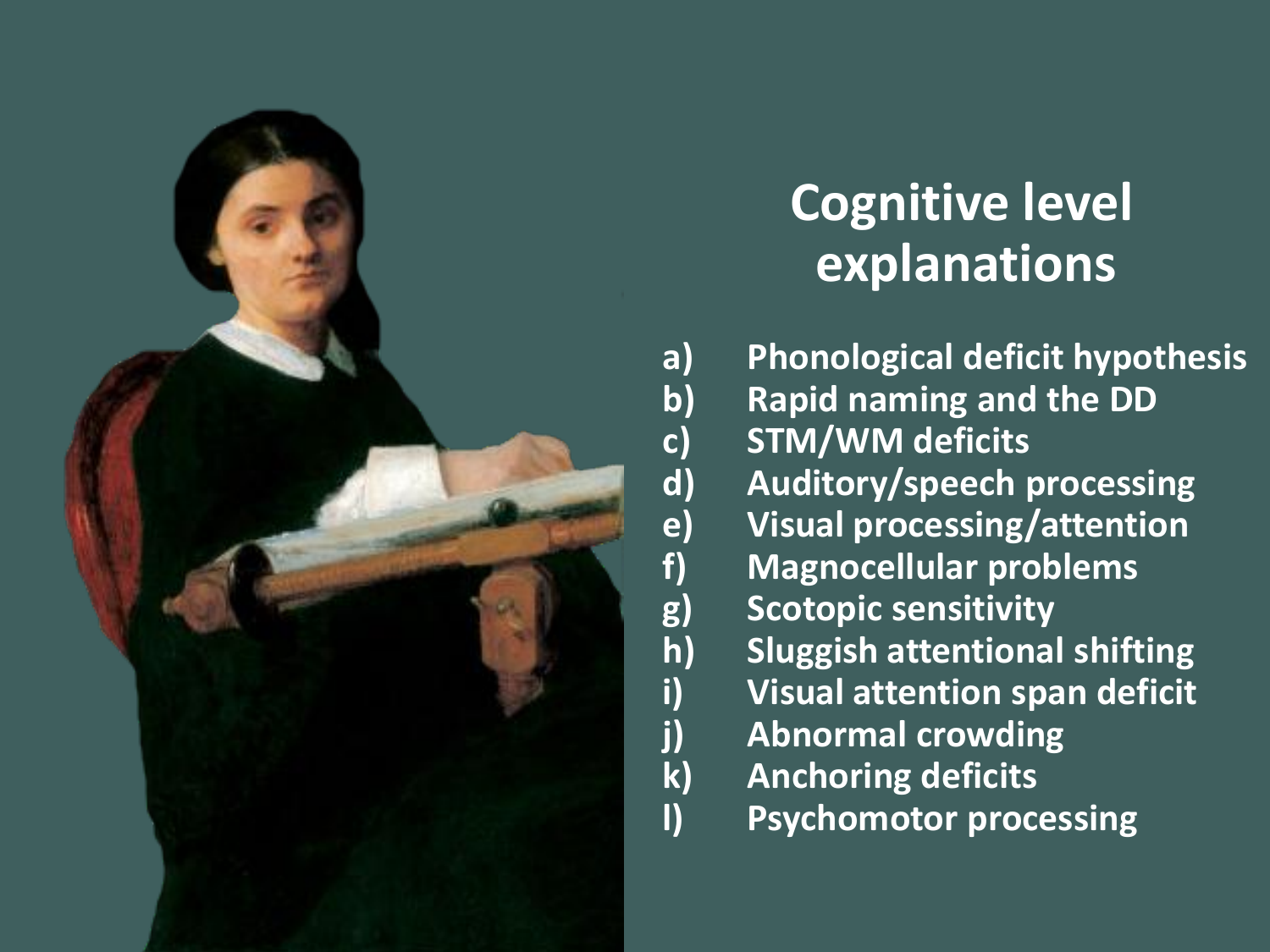# Cognitive level explanations

a) Phonological deficit hypothesis
b) Rapid naming and the DD
c) STM/WM deficits
d) Auditory/speech processing
e) Visual processing/attention
f) Magnocellular problems
g) Scotopic sensitivity
h) Sluggish attentional shifting
i) Visual attention span deficit
j) Abnormal crowding
k) Anchoring deficits
l) Psychomotor processing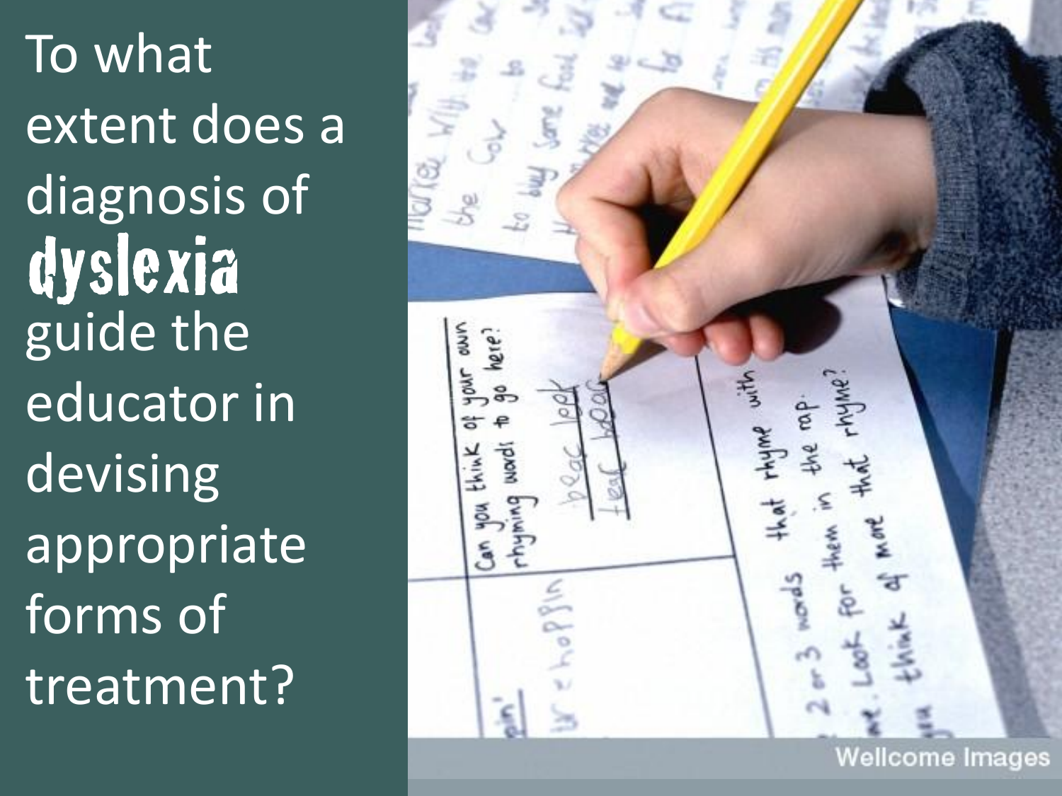To what extent does a diagnosis of **dyslexia** guide the educator in devising appropriate forms of treatment?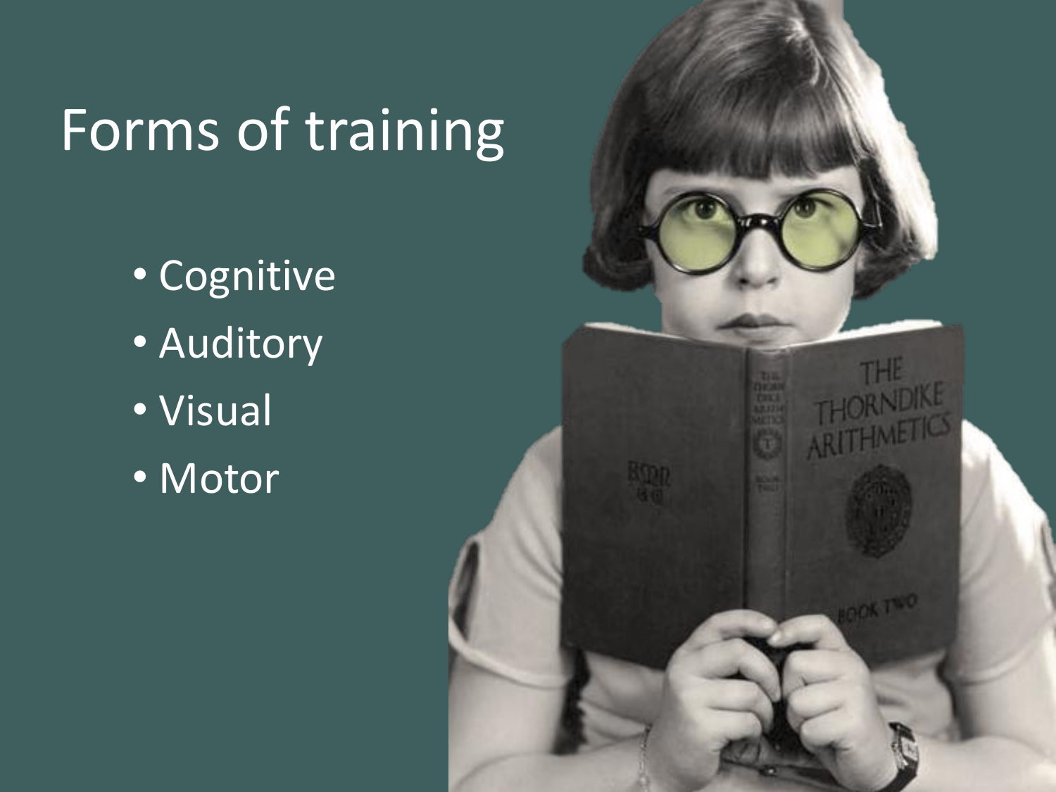# Forms of training

- Cognitive
- Auditory
- Visual
- Motor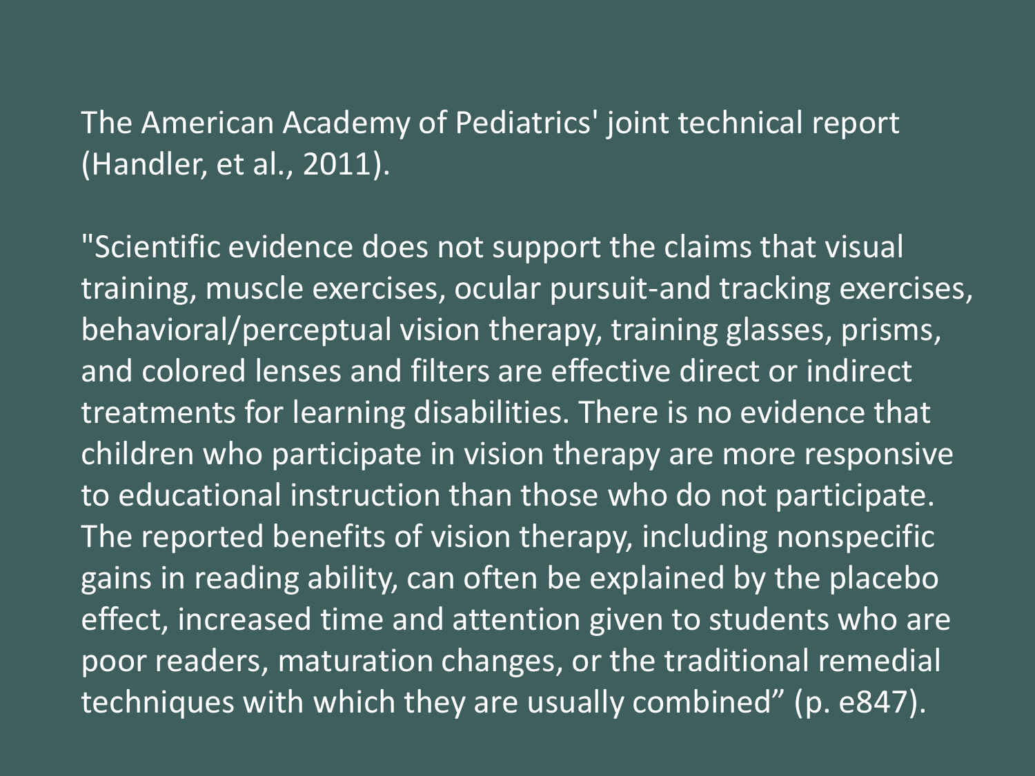The American Academy of Pediatrics' joint technical report (Handler, et al., 2011).

"Scientific evidence does not support the claims that visual training, muscle exercises, ocular pursuit-and tracking exercises, behavioral/perceptual vision therapy, training glasses, prisms, and colored lenses and filters are effective direct or indirect treatments for learning disabilities. There is no evidence that children who participate in vision therapy are more responsive to educational instruction than those who do not participate. The reported benefits of vision therapy, including nonspecific gains in reading ability, can often be explained by the placebo effect, increased time and attention given to students who are poor readers, maturation changes, or the traditional remedial techniques with which they are usually combined” (p. e847).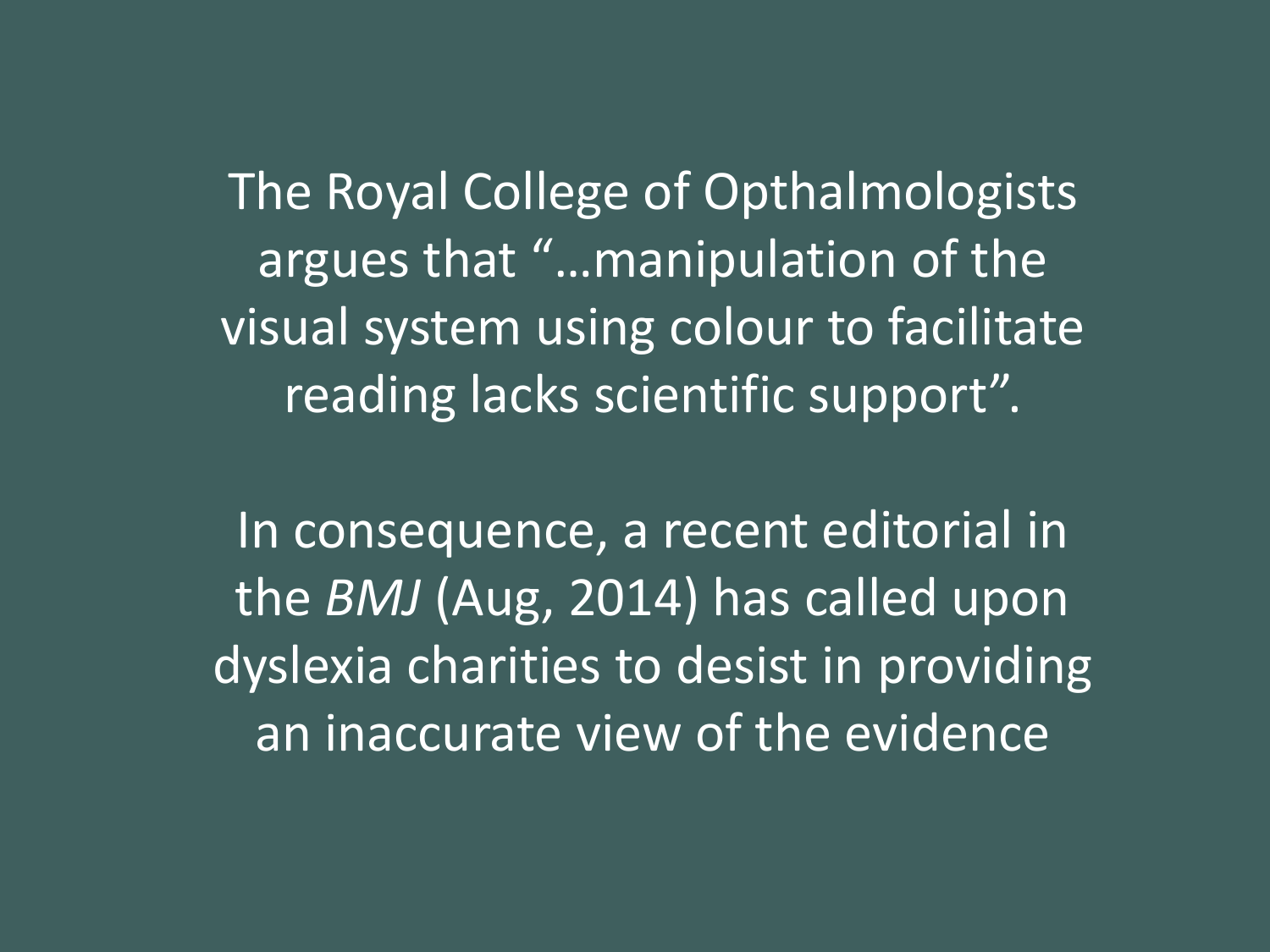The Royal College of Opthalmologists argues that "…manipulation of the visual system using colour to facilitate reading lacks scientific support".

In consequence, a recent editorial in the *BMJ* (Aug, 2014) has called upon dyslexia charities to desist in providing an inaccurate view of the evidence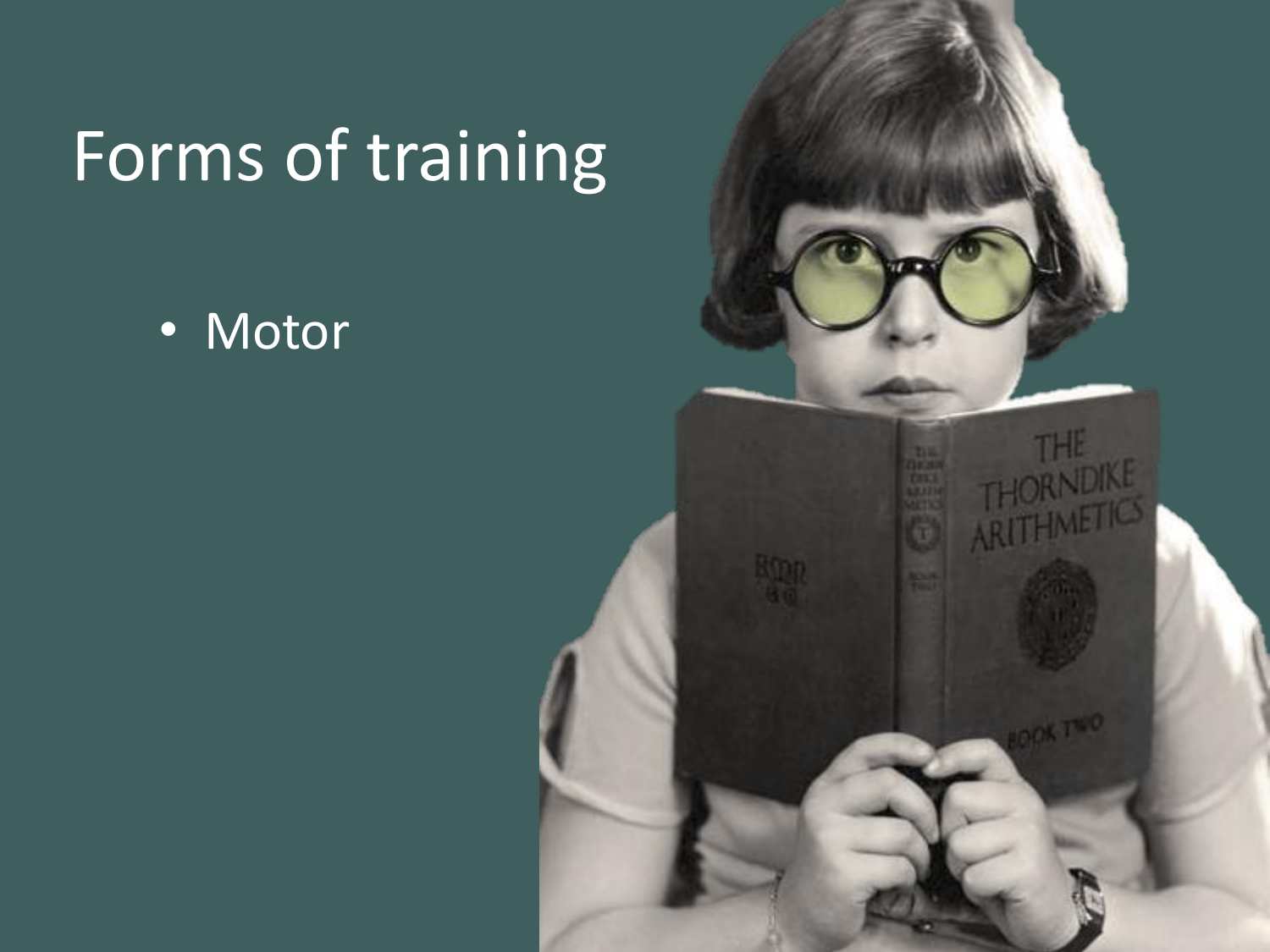# Forms of training

- Motor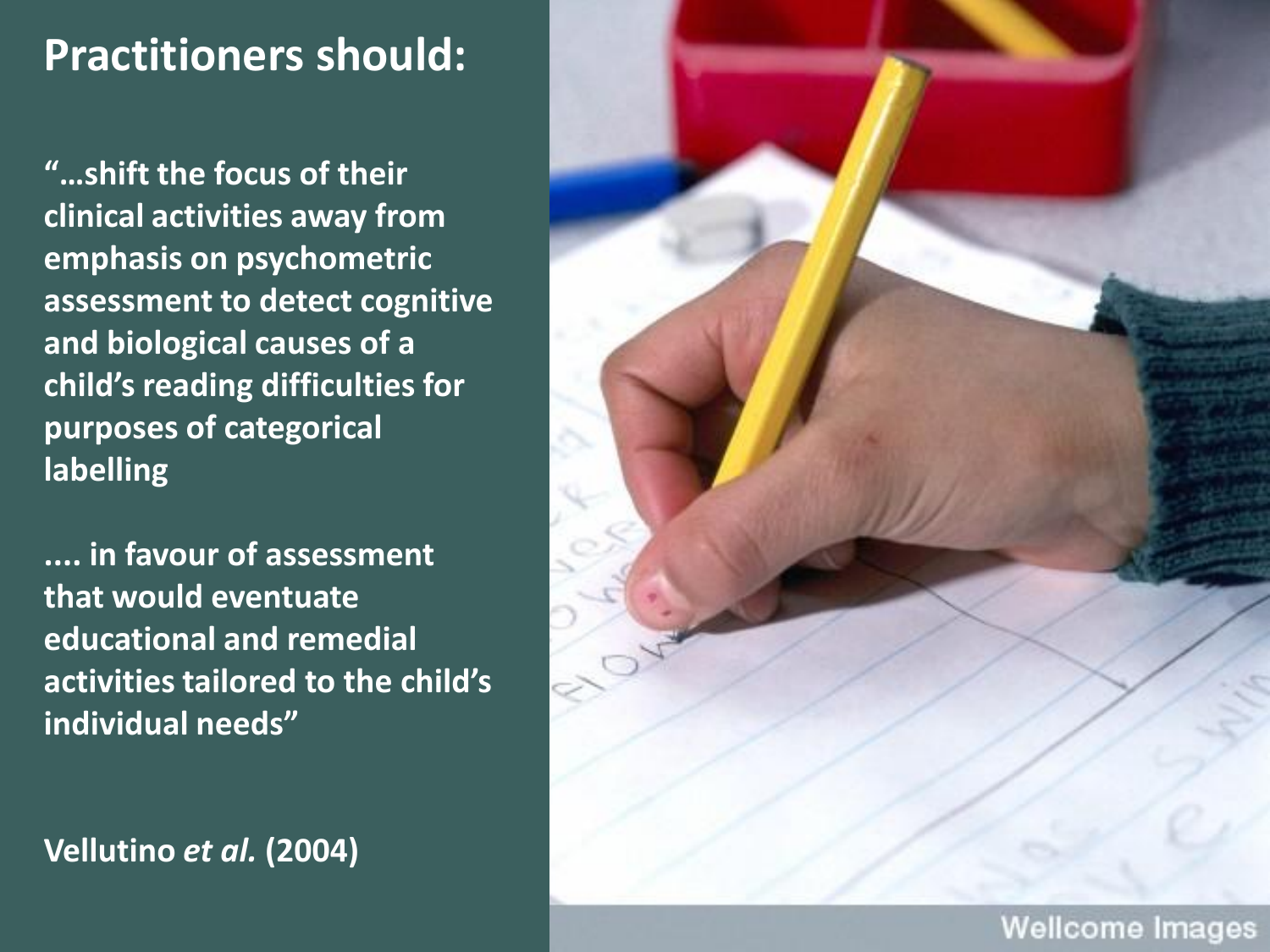# Practitioners should:

**"…shift the focus of their clinical activities away from emphasis on psychometric assessment to detect cognitive and biological causes of a child's reading difficulties for purposes of categorical labelling**

**.... in favour of assessment that would eventuate educational and remedial activities tailored to the child's individual needs"**

**Vellutino *et al.* (2004)**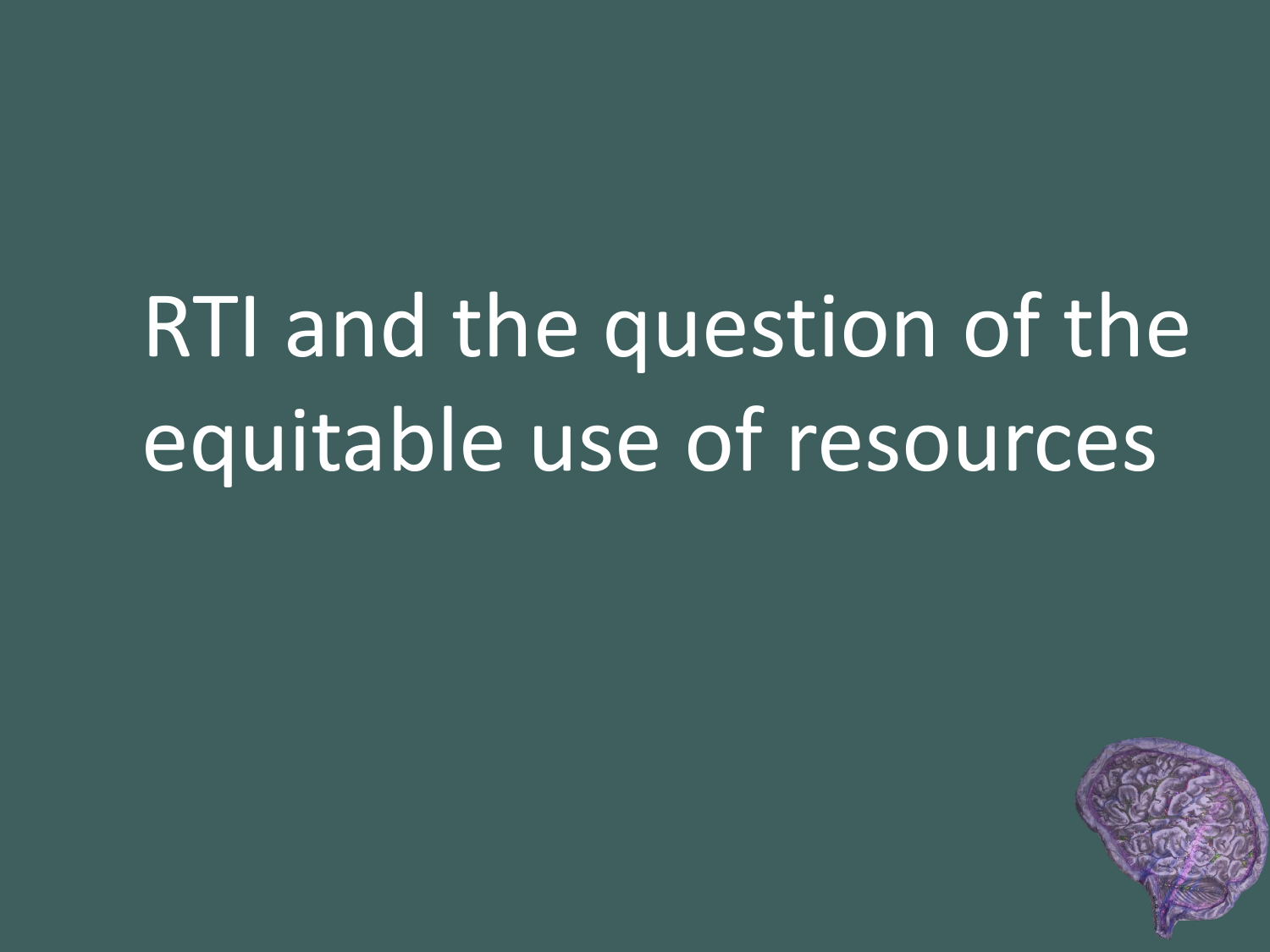# RTI and the question of the equitable use of resources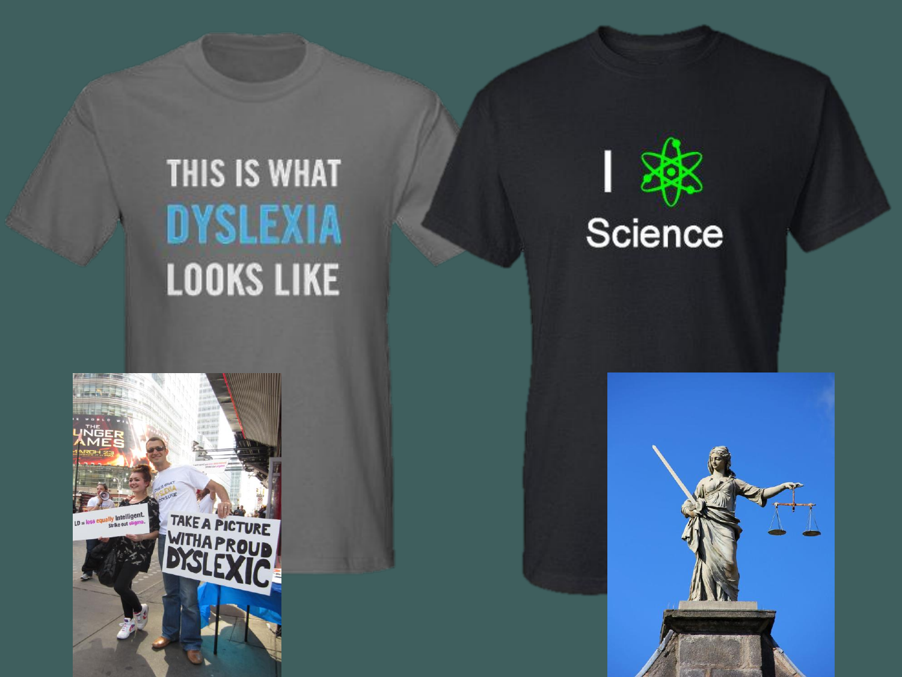THIS IS WHAT
DYSLEXIA
LOOKS LIKE

I ⚛ Science

LD = less equally intelligent.
Strike out stigma.

TAKE A PICTURE WITH A PROUD DYSLEXIC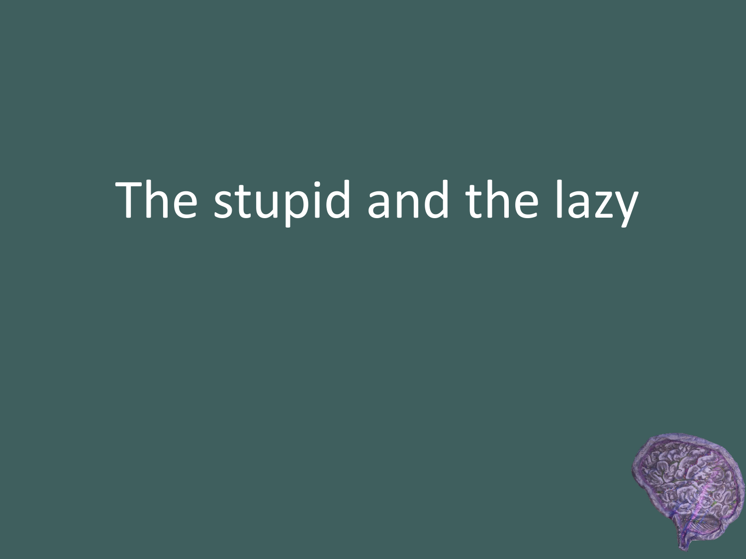# The stupid and the lazy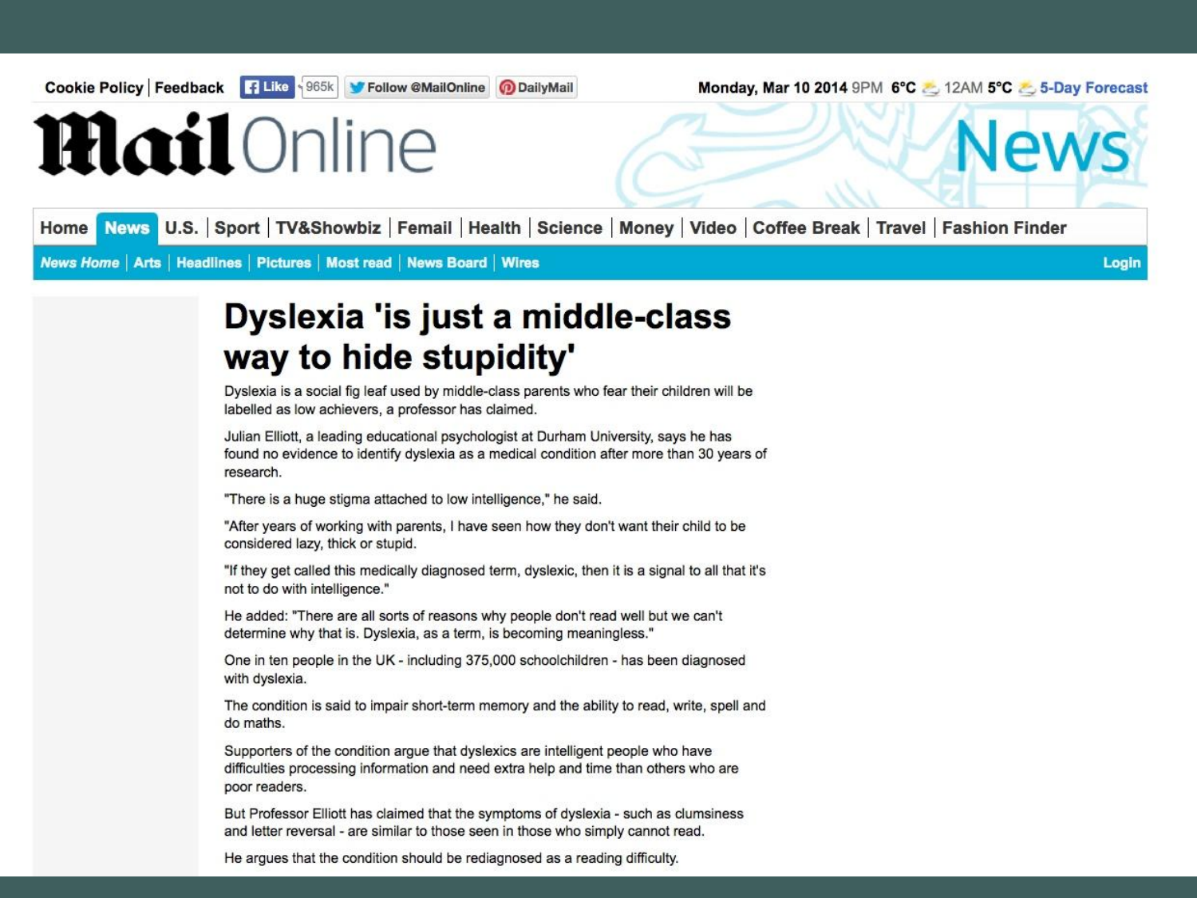Cookie Policy | Feedback | Like 965k | Follow @MailOnline | DailyMail

Monday, Mar 10 2014 9PM 6°C 12AM 5°C 5-Day Forecast

**MailOnline** News

Home | News | U.S. | Sport | TV&Showbiz | Femail | Health | Science | Money | Video | Coffee Break | Travel | Fashion Finder

News Home | Arts | Headlines | Pictures | Most read | News Board | Wires | Login

# Dyslexia 'is just a middle-class way to hide stupidity'

Dyslexia is a social fig leaf used by middle-class parents who fear their children will be labelled as low achievers, a professor has claimed.

Julian Elliott, a leading educational psychologist at Durham University, says he has found no evidence to identify dyslexia as a medical condition after more than 30 years of research.

"There is a huge stigma attached to low intelligence," he said.

"After years of working with parents, I have seen how they don't want their child to be considered lazy, thick or stupid.

"If they get called this medically diagnosed term, dyslexic, then it is a signal to all that it's not to do with intelligence."

He added: "There are all sorts of reasons why people don't read well but we can't determine why that is. Dyslexia, as a term, is becoming meaningless."

One in ten people in the UK - including 375,000 schoolchildren - has been diagnosed with dyslexia.

The condition is said to impair short-term memory and the ability to read, write, spell and do maths.

Supporters of the condition argue that dyslexics are intelligent people who have difficulties processing information and need extra help and time than others who are poor readers.

But Professor Elliott has claimed that the symptoms of dyslexia - such as clumsiness and letter reversal - are similar to those seen in those who simply cannot read.

He argues that the condition should be rediagnosed as a reading difficulty.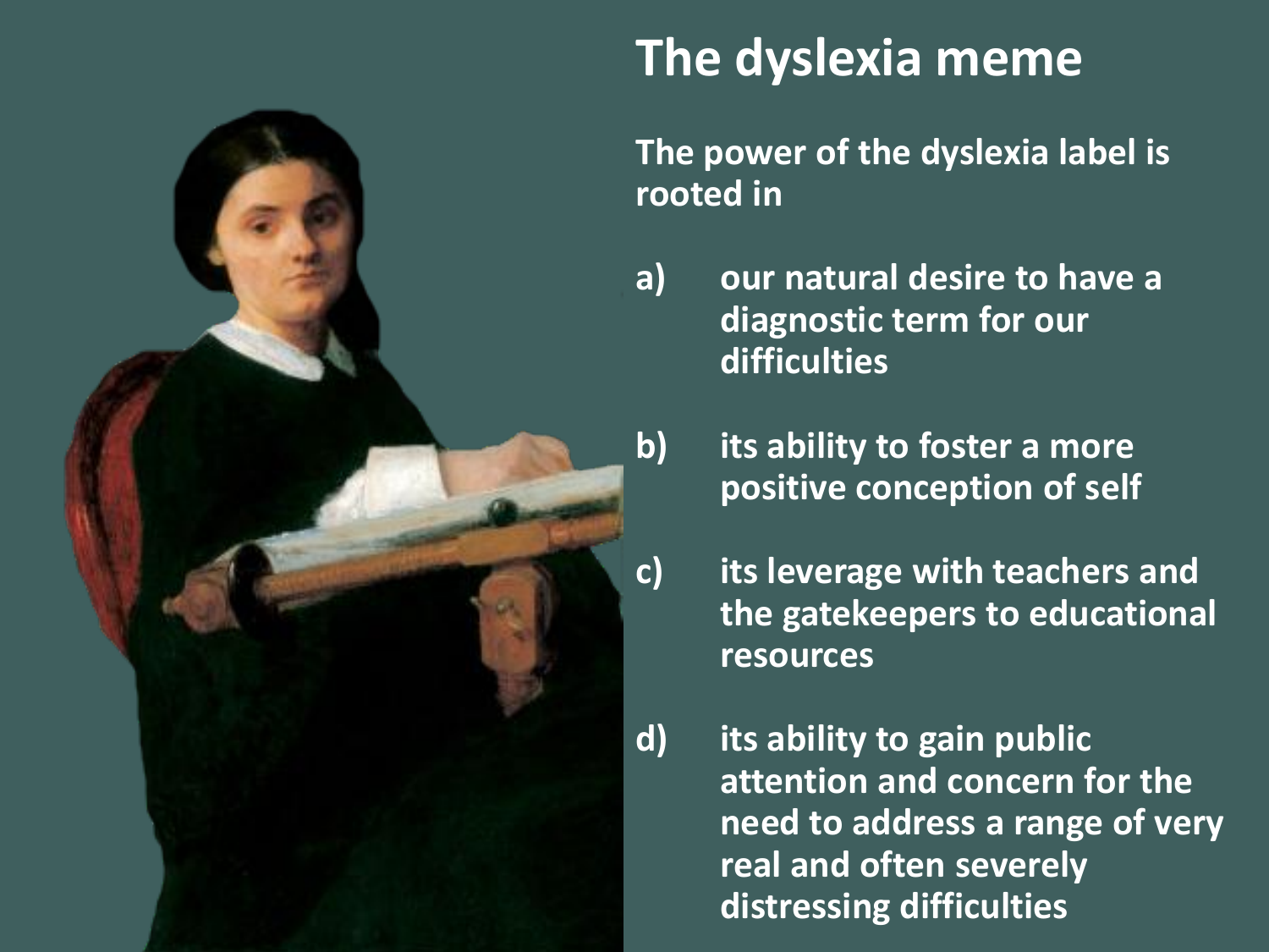# The dyslexia meme

**The power of the dyslexia label is rooted in**

- **a) our natural desire to have a diagnostic term for our difficulties**
- **b) its ability to foster a more positive conception of self**
- **c) its leverage with teachers and the gatekeepers to educational resources**
- **d) its ability to gain public attention and concern for the need to address a range of very real and often severely distressing difficulties**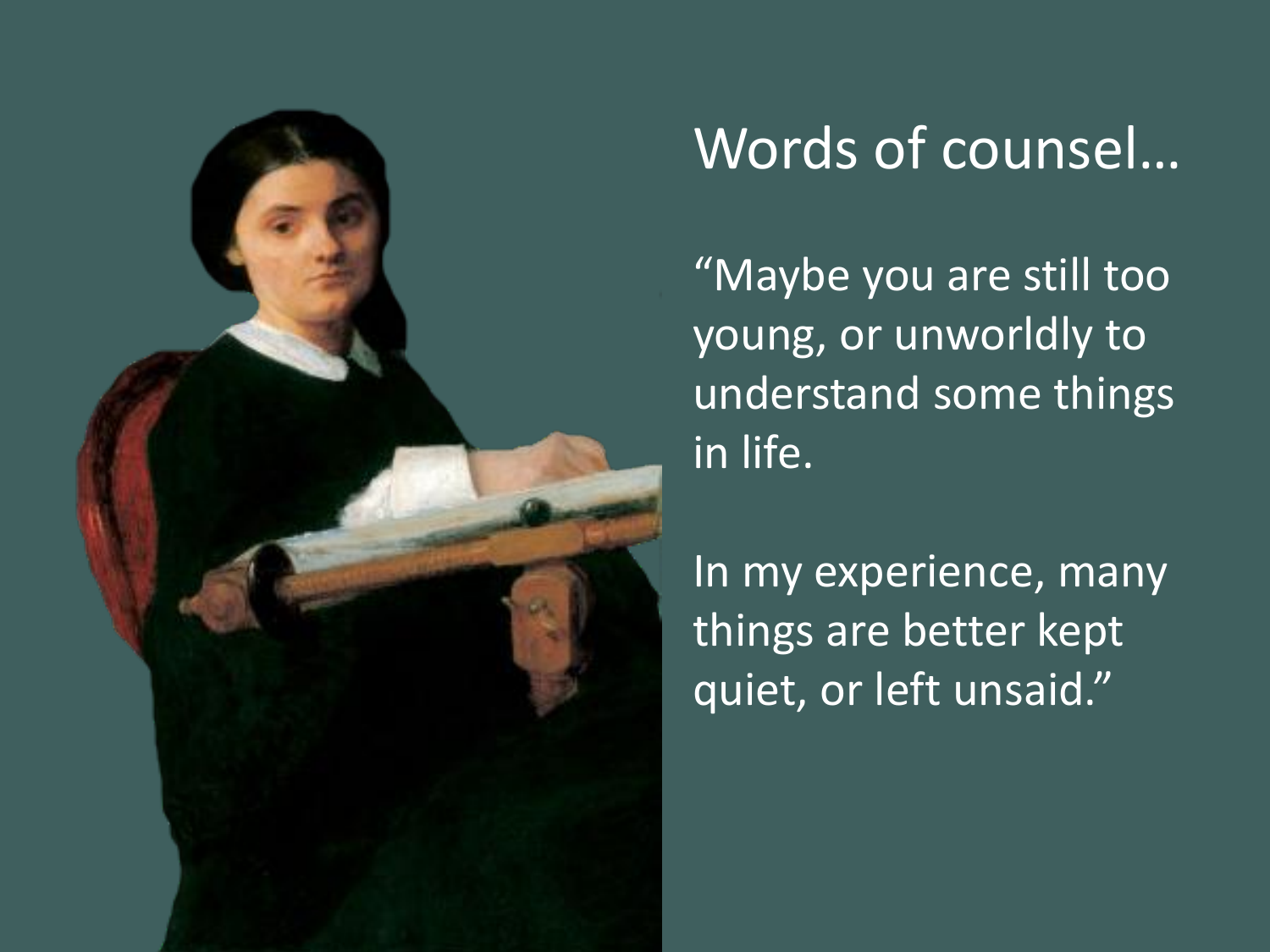# Words of counsel…

“Maybe you are still too young, or unworldly to understand some things in life.

In my experience, many things are better kept quiet, or left unsaid.”